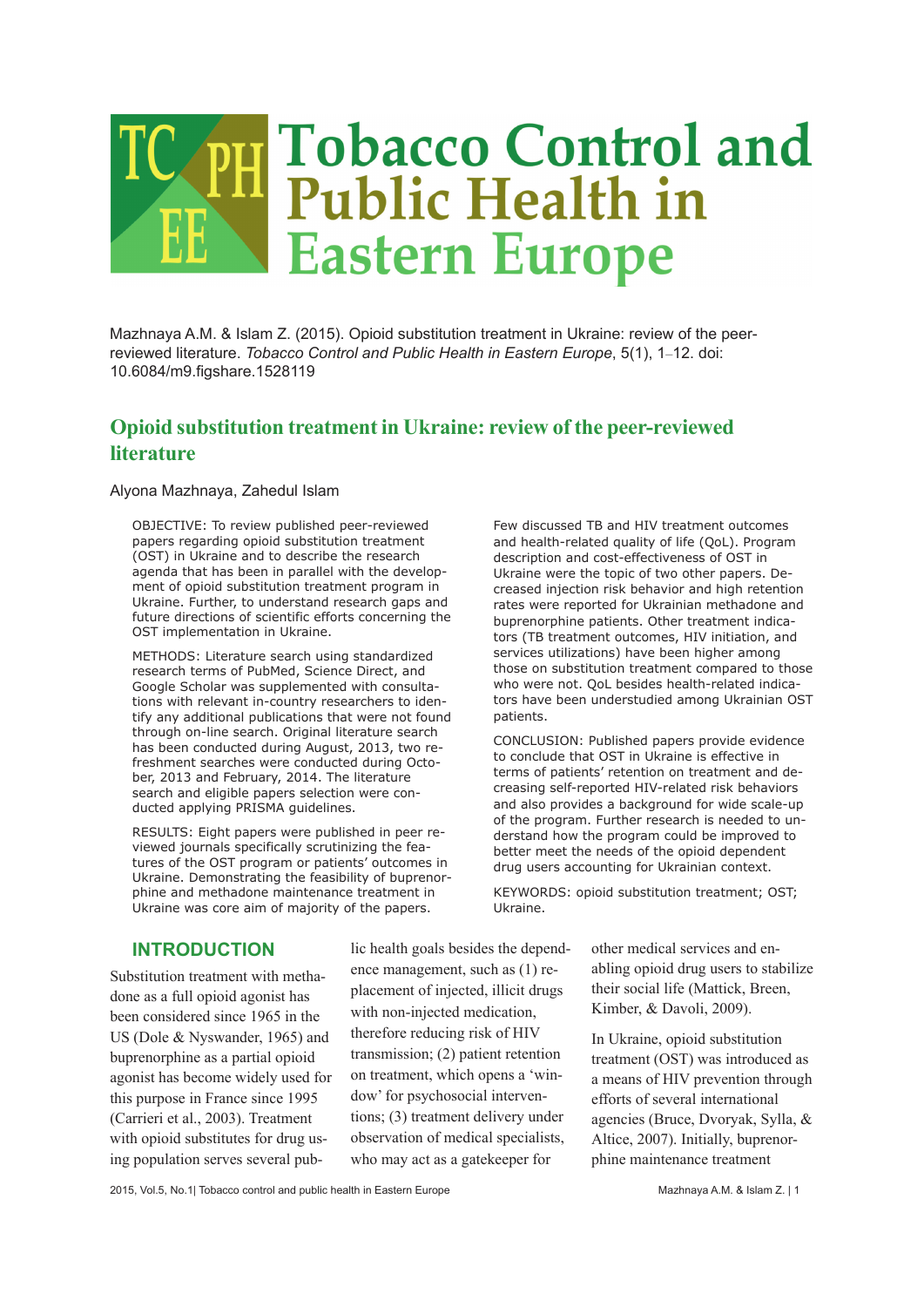# Tobacco Control and Public Health in Eastern Europe

Mazhnaya A.M. & Islam Z. (2015). Opioid substitution treatment in Ukraine: review of the peer-reviewed literature. *Tobacco Control and Public Health in Eastern Europe*, 5(1), 1–12. doi: 10.6084/m9.figshare.1528119

## Opioid substitution treatment in Ukraine: review of the peer-reviewed literature

Alyona Mazhnaya, Zahedul Islam

OBJECTIVE: To review published peer-reviewed papers regarding opioid substitution treatment (OST) in Ukraine and to describe the research agenda that has been in parallel with the development of opioid substitution treatment program in Ukraine. Further, to understand research gaps and future directions of scientific efforts concerning the OST implementation in Ukraine.

METHODS: Literature search using standardized research terms of PubMed, Science Direct, and Google Scholar was supplemented with consultations with relevant in-country researchers to identify any additional publications that were not found through on-line search. Original literature search has been conducted during August, 2013, two refreshment searches were conducted during October, 2013 and February, 2014. The literature search and eligible papers selection were conducted applying PRISMA guidelines.

RESULTS: Eight papers were published in peer reviewed journals specifically scrutinizing the features of the OST program or patients' outcomes in Ukraine. Demonstrating the feasibility of buprenorphine and methadone maintenance treatment in Ukraine was core aim of majority of the papers. Few discussed TB and HIV treatment outcomes and health-related quality of life (QoL). Program description and cost-effectiveness of OST in Ukraine were the topic of two other papers. Decreased injection risk behavior and high retention rates were reported for Ukrainian methadone and buprenorphine patients. Other treatment indicators (TB treatment outcomes, HIV initiation, and services utilizations) have been higher among those on substitution treatment compared to those who were not. QoL besides health-related indicators have been understudied among Ukrainian OST patients.

CONCLUSION: Published papers provide evidence to conclude that OST in Ukraine is effective in terms of patients' retention on treatment and decreasing self-reported HIV-related risk behaviors and also provides a background for wide scale-up of the program. Further research is needed to understand how the program could be improved to better meet the needs of the opioid dependent drug users accounting for Ukrainian context.

KEYWORDS: opioid substitution treatment; OST; Ukraine.

### INTRODUCTION

Substitution treatment with methadone as a full opioid agonist has been considered since 1965 in the US (Dole & Nyswander, 1965) and buprenorphine as a partial opioid agonist has become widely used for this purpose in France since 1995 (Carrieri et al., 2003). Treatment with opioid substitutes for drug using population serves several public health goals besides the dependence management, such as (1) replacement of injected, illicit drugs with non-injected medication, therefore reducing risk of HIV transmission; (2) patient retention on treatment, which opens a 'window' for psychosocial interventions; (3) treatment delivery under observation of medical specialists, who may act as a gatekeeper for other medical services and enabling opioid drug users to stabilize their social life (Mattick, Breen, Kimber, & Davoli, 2009).

In Ukraine, opioid substitution treatment (OST) was introduced as a means of HIV prevention through efforts of several international agencies (Bruce, Dvoryak, Sylla, & Altice, 2007). Initially, buprenorphine maintenance treatment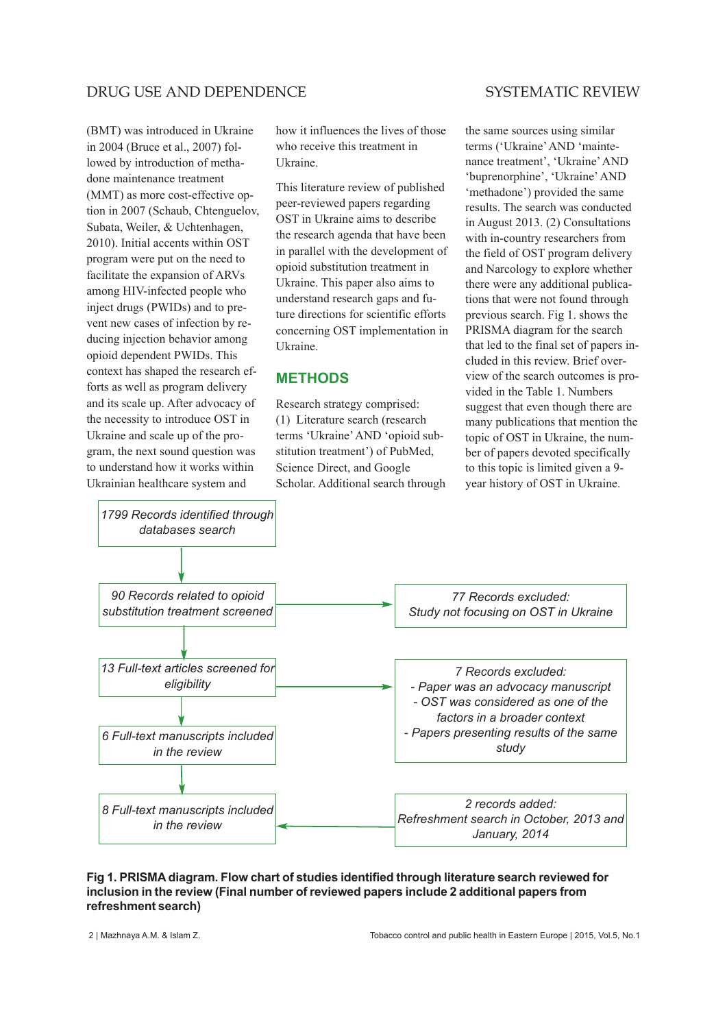(BMT) was introduced in Ukraine in 2004 (Bruce et al., 2007) followed by introduction of methadone maintenance treatment (MMT) as more cost-effective option in 2007 (Schaub, Chtenguelov, Subata, Weiler, & Uchtenhagen, 2010). Initial accents within OST program were put on the need to facilitate the expansion of ARVs among HIV-infected people who inject drugs (PWIDs) and to prevent new cases of infection by reducing injection behavior among opioid dependent PWIDs. This context has shaped the research efforts as well as program delivery and its scale up. After advocacy of the necessity to introduce OST in Ukraine and scale up of the program, the next sound question was to understand how it works within Ukrainian healthcare system and how it influences the lives of those who receive this treatment in Ukraine.

This literature review of published peer-reviewed papers regarding OST in Ukraine aims to describe the research agenda that have been in parallel with the development of opioid substitution treatment in Ukraine. This paper also aims to understand research gaps and future directions for scientific efforts concerning OST implementation in Ukraine.

## METHODS

Research strategy comprised: (1) Literature search (research terms 'Ukraine' AND 'opioid substitution treatment') of PubMed, Science Direct, and Google Scholar. Additional search through the same sources using similar terms ('Ukraine' AND 'maintenance treatment', 'Ukraine' AND 'buprenorphine', 'Ukraine' AND 'methadone') provided the same results. The search was conducted in August 2013. (2) Consultations with in-country researchers from the field of OST program delivery and Narcology to explore whether there were any additional publications that were not found through previous search. Fig 1. shows the PRISMA diagram for the search that led to the final set of papers included in this review. Brief overview of the search outcomes is provided in the Table 1. Numbers suggest that even though there are many publications that mention the topic of OST in Ukraine, the number of papers devoted specifically to this topic is limited given a 9-year history of OST in Ukraine.

*1799 Records identified through databases search*

↓

*90 Records related to opioid substitution treatment screened* → *77 Records excluded: Study not focusing on OST in Ukraine*

↓

*13 Full-text articles screened for eligibility* → *7 Records excluded:*
*- Paper was an advocacy manuscript*
*- OST was considered as one of the factors in a broader context*
*- Papers presenting results of the same study*

↓

*6 Full-text manuscripts included in the review*

↓

*8 Full-text manuscripts included in the review* ← *2 records added: Refreshment search in October, 2013 and January, 2014*

**Fig 1. PRISMA diagram. Flow chart of studies identified through literature search reviewed for inclusion in the review (Final number of reviewed papers include 2 additional papers from refreshment search)**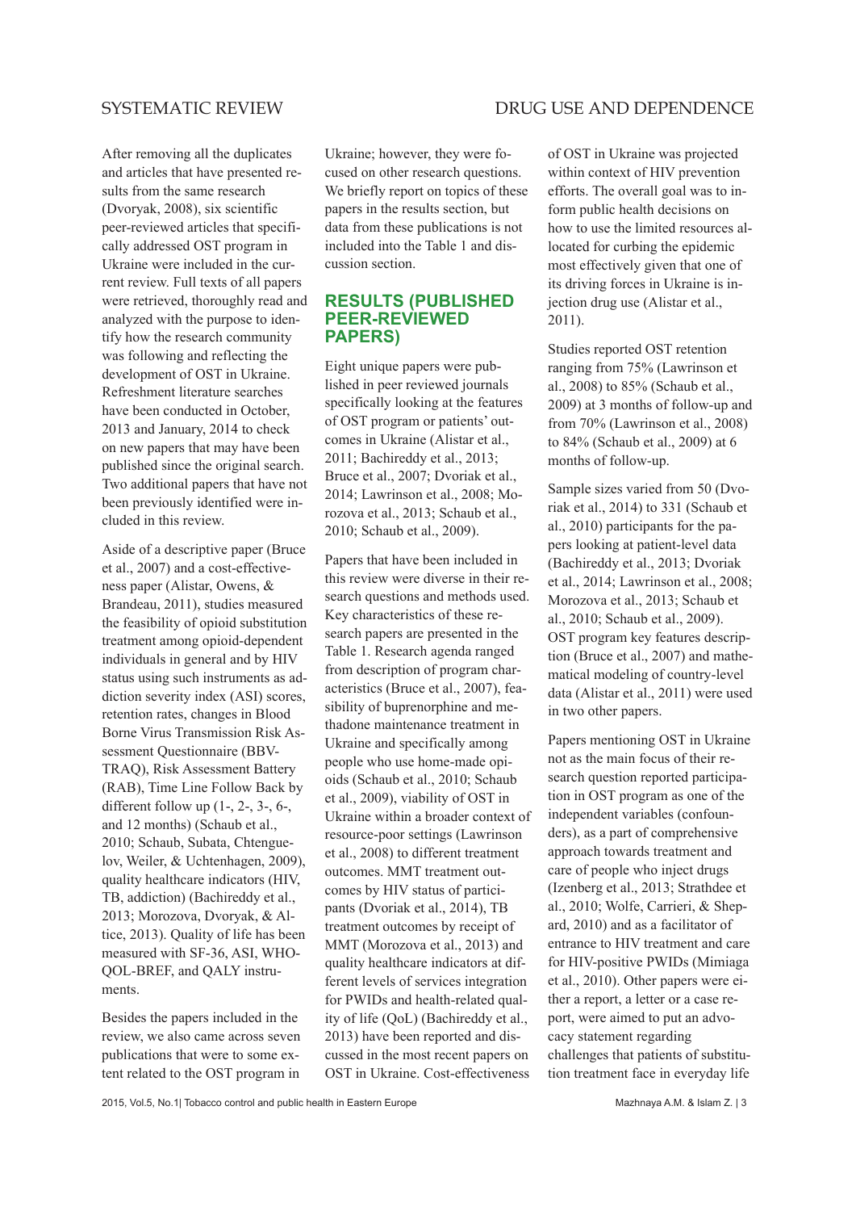After removing all the duplicates and articles that have presented results from the same research (Dvoryak, 2008), six scientific peer-reviewed articles that specifically addressed OST program in Ukraine were included in the current review. Full texts of all papers were retrieved, thoroughly read and analyzed with the purpose to identify how the research community was following and reflecting the development of OST in Ukraine. Refreshment literature searches have been conducted in October, 2013 and January, 2014 to check on new papers that may have been published since the original search. Two additional papers that have not been previously identified were included in this review.

Aside of a descriptive paper (Bruce et al., 2007) and a cost-effectiveness paper (Alistar, Owens, & Brandeau, 2011), studies measured the feasibility of opioid substitution treatment among opioid-dependent individuals in general and by HIV status using such instruments as addiction severity index (ASI) scores, retention rates, changes in Blood Borne Virus Transmission Risk Assessment Questionnaire (BBV-TRAQ), Risk Assessment Battery (RAB), Time Line Follow Back by different follow up (1-, 2-, 3-, 6-, and 12 months) (Schaub et al., 2010; Schaub, Subata, Chtenguelov, Weiler, & Uchtenhagen, 2009), quality healthcare indicators (HIV, TB, addiction) (Bachireddy et al., 2013; Morozova, Dvoryak, & Altice, 2013). Quality of life has been measured with SF-36, ASI, WHO-QOL-BREF, and QALY instruments.

Besides the papers included in the review, we also came across seven publications that were to some extent related to the OST program in Ukraine; however, they were focused on other research questions. We briefly report on topics of these papers in the results section, but data from these publications is not included into the Table 1 and discussion section.

## RESULTS (PUBLISHED PEER-REVIEWED PAPERS)

Eight unique papers were published in peer reviewed journals specifically looking at the features of OST program or patients' outcomes in Ukraine (Alistar et al., 2011; Bachireddy et al., 2013; Bruce et al., 2007; Dvoriak et al., 2014; Lawrinson et al., 2008; Morozova et al., 2013; Schaub et al., 2010; Schaub et al., 2009).

Papers that have been included in this review were diverse in their research questions and methods used. Key characteristics of these research papers are presented in the Table 1. Research agenda ranged from description of program characteristics (Bruce et al., 2007), feasibility of buprenorphine and methadone maintenance treatment in Ukraine and specifically among people who use home-made opioids (Schaub et al., 2010; Schaub et al., 2009), viability of OST in Ukraine within a broader context of resource-poor settings (Lawrinson et al., 2008) to different treatment outcomes. MMT treatment outcomes by HIV status of participants (Dvoriak et al., 2014), TB treatment outcomes by receipt of MMT (Morozova et al., 2013) and quality healthcare indicators at different levels of services integration for PWIDs and health-related quality of life (QoL) (Bachireddy et al., 2013) have been reported and discussed in the most recent papers on OST in Ukraine. Cost-effectiveness of OST in Ukraine was projected within context of HIV prevention efforts. The overall goal was to inform public health decisions on how to use the limited resources allocated for curbing the epidemic most effectively given that one of its driving forces in Ukraine is injection drug use (Alistar et al., 2011).

Studies reported OST retention ranging from 75% (Lawrinson et al., 2008) to 85% (Schaub et al., 2009) at 3 months of follow-up and from 70% (Lawrinson et al., 2008) to 84% (Schaub et al., 2009) at 6 months of follow-up.

Sample sizes varied from 50 (Dvoriak et al., 2014) to 331 (Schaub et al., 2010) participants for the papers looking at patient-level data (Bachireddy et al., 2013; Dvoriak et al., 2014; Lawrinson et al., 2008; Morozova et al., 2013; Schaub et al., 2010; Schaub et al., 2009). OST program key features description (Bruce et al., 2007) and mathematical modeling of country-level data (Alistar et al., 2011) were used in two other papers.

Papers mentioning OST in Ukraine not as the main focus of their research question reported participation in OST program as one of the independent variables (confounders), as a part of comprehensive approach towards treatment and care of people who inject drugs (Izenberg et al., 2013; Strathdee et al., 2010; Wolfe, Carrieri, & Shepard, 2010) and as a facilitator of entrance to HIV treatment and care for HIV-positive PWIDs (Mimiaga et al., 2010). Other papers were either a report, a letter or a case report, were aimed to put an advocacy statement regarding challenges that patients of substitution treatment face in everyday life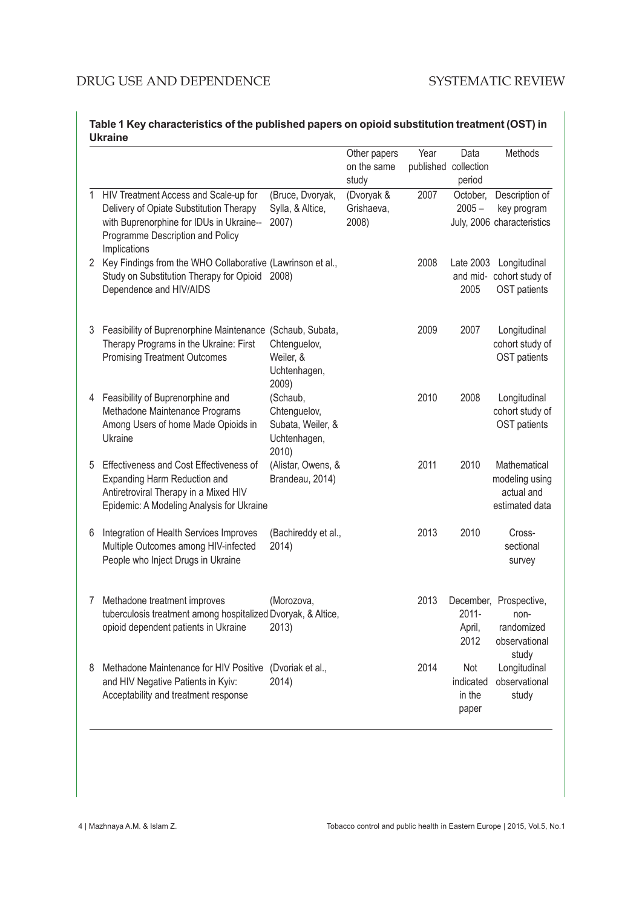**Table 1 Key characteristics of the published papers on opioid substitution treatment (OST) in Ukraine**

| | | | Other papers on the same study | Year published | Data collection period | Methods |
|---|---|---|---|---|---|---|
| 1 | HIV Treatment Access and Scale-up for Delivery of Opiate Substitution Therapy with Buprenorphine for IDUs in Ukraine-- Programme Description and Policy Implications | (Bruce, Dvoryak, Sylla, & Altice, 2007) | (Dvoryak & Grishaeva, 2008) | 2007 | October, 2005 – July, 2006 | Description of key program characteristics |
| 2 | Key Findings from the WHO Collaborative Study on Substitution Therapy for Opioid Dependence and HIV/AIDS | (Lawrinson et al., 2008) | | 2008 | Late 2003 and mid-2005 | Longitudinal cohort study of OST patients |
| 3 | Feasibility of Buprenorphine Maintenance Therapy Programs in the Ukraine: First Promising Treatment Outcomes | (Schaub, Subata, Chtenguelov, Weiler, & Uchtenhagen, 2009) | | 2009 | 2007 | Longitudinal cohort study of OST patients |
| 4 | Feasibility of Buprenorphine and Methadone Maintenance Programs Among Users of home Made Opioids in Ukraine | (Schaub, Chtenguelov, Subata, Weiler, & Uchtenhagen, 2010) | | 2010 | 2008 | Longitudinal cohort study of OST patients |
| 5 | Effectiveness and Cost Effectiveness of Expanding Harm Reduction and Antiretroviral Therapy in a Mixed HIV Epidemic: A Modeling Analysis for Ukraine | (Alistar, Owens, & Brandeau, 2014) | | 2011 | 2010 | Mathematical modeling using actual and estimated data |
| 6 | Integration of Health Services Improves Multiple Outcomes among HIV-infected People who Inject Drugs in Ukraine | (Bachireddy et al., 2014) | | 2013 | 2010 | Cross-sectional survey |
| 7 | Methadone treatment improves tuberculosis treatment among hospitalized opioid dependent patients in Ukraine | (Morozova, Dvoryak, & Altice, 2013) | | 2013 | December, 2011-April, 2012 | Prospective, non-randomized observational study |
| 8 | Methadone Maintenance for HIV Positive and HIV Negative Patients in Kyiv: Acceptability and treatment response | (Dvoriak et al., 2014) | | 2014 | Not indicated in the paper | Longitudinal observational study |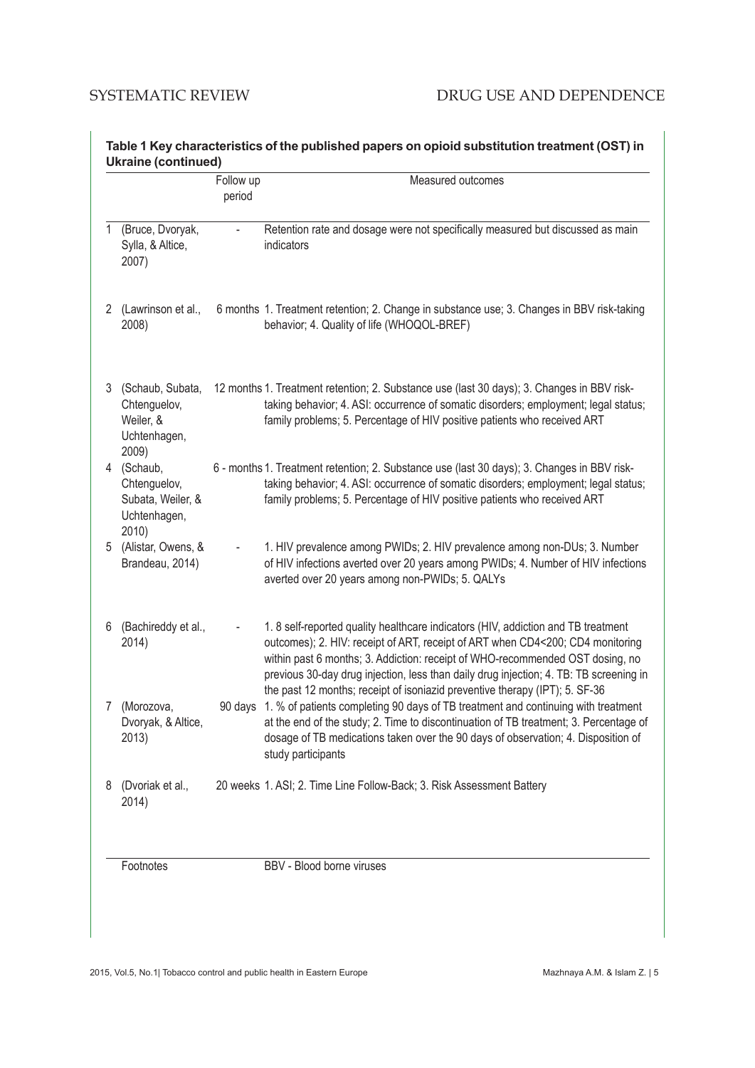**Table 1 Key characteristics of the published papers on opioid substitution treatment (OST) in Ukraine (continued)**

| | | Follow up period | Measured outcomes |
|---|---|---|---|
| 1 | (Bruce, Dvoryak, Sylla, & Altice, 2007) | - | Retention rate and dosage were not specifically measured but discussed as main indicators |
| 2 | (Lawrinson et al., 2008) | 6 months | 1. Treatment retention; 2. Change in substance use; 3. Changes in BBV risk-taking behavior; 4. Quality of life (WHOQOL-BREF) |
| 3 | (Schaub, Subata, Chtenguelov, Weiler, & Uchtenhagen, 2009) | 12 months | 1. Treatment retention; 2. Substance use (last 30 days); 3. Changes in BBV risk-taking behavior; 4. ASI: occurrence of somatic disorders; employment; legal status; family problems; 5. Percentage of HIV positive patients who received ART |
| 4 | (Schaub, Chtenguelov, Subata, Weiler, & Uchtenhagen, 2010) | 6 - months | 1. Treatment retention; 2. Substance use (last 30 days); 3. Changes in BBV risk-taking behavior; 4. ASI: occurrence of somatic disorders; employment; legal status; family problems; 5. Percentage of HIV positive patients who received ART |
| 5 | (Alistar, Owens, & Brandeau, 2014) | - | 1. HIV prevalence among PWIDs; 2. HIV prevalence among non-DUs; 3. Number of HIV infections averted over 20 years among PWIDs; 4. Number of HIV infections averted over 20 years among non-PWIDs; 5. QALYs |
| 6 | (Bachireddy et al., 2014) | - | 1. 8 self-reported quality healthcare indicators (HIV, addiction and TB treatment outcomes); 2. HIV: receipt of ART, receipt of ART when CD4<200; CD4 monitoring within past 6 months; 3. Addiction: receipt of WHO-recommended OST dosing, no previous 30-day drug injection, less than daily drug injection; 4. TB: TB screening in the past 12 months; receipt of isoniazid preventive therapy (IPT); 5. SF-36 |
| 7 | (Morozova, Dvoryak, & Altice, 2013) | 90 days | 1. % of patients completing 90 days of TB treatment and continuing with treatment at the end of the study; 2. Time to discontinuation of TB treatment; 3. Percentage of dosage of TB medications taken over the 90 days of observation; 4. Disposition of study participants |
| 8 | (Dvoriak et al., 2014) | 20 weeks | 1. ASI; 2. Time Line Follow-Back; 3. Risk Assessment Battery |

Footnotes: BBV - Blood borne viruses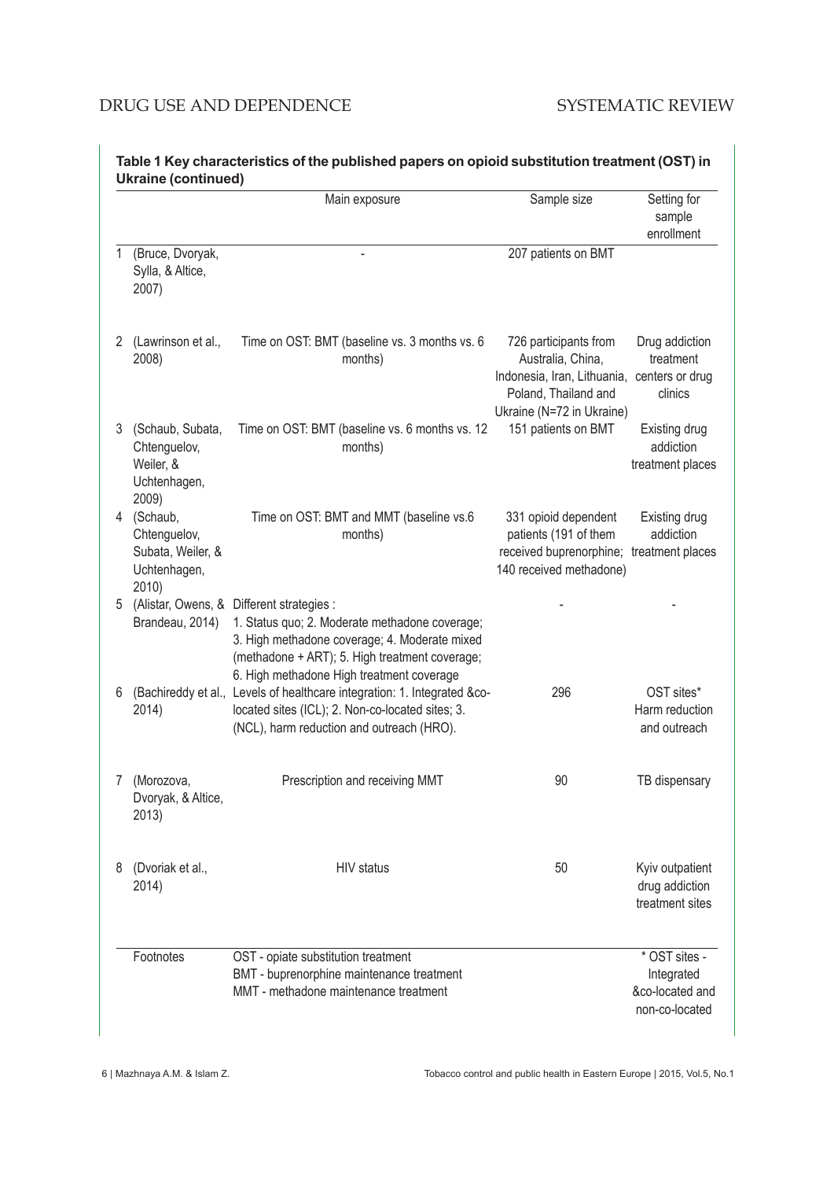**Table 1 Key characteristics of the published papers on opioid substitution treatment (OST) in Ukraine (continued)**

| | | Main exposure | Sample size | Setting for sample enrollment |
|---|---|---|---|---|
| 1 | (Bruce, Dvoryak, Sylla, & Altice, 2007) | - | 207 patients on BMT | |
| 2 | (Lawrinson et al., 2008) | Time on OST: BMT (baseline vs. 3 months vs. 6 months) | 726 participants from Australia, China, Indonesia, Iran, Lithuania, Poland, Thailand and Ukraine (N=72 in Ukraine) | Drug addiction treatment centers or drug clinics |
| 3 | (Schaub, Subata, Chtenguelov, Weiler, & Uchtenhagen, 2009) | Time on OST: BMT (baseline vs. 6 months vs. 12 months) | 151 patients on BMT | Existing drug addiction treatment places |
| 4 | (Schaub, Chtenguelov, Subata, Weiler, & Uchtenhagen, 2010) | Time on OST: BMT and MMT (baseline vs.6 months) | 331 opioid dependent patients (191 of them received buprenorphine; 140 received methadone) | Existing drug addiction treatment places |
| 5 | (Alistar, Owens, & Brandeau, 2014) | Different strategies : 1. Status quo; 2. Moderate methadone coverage; 3. High methadone coverage; 4. Moderate mixed (methadone + ART); 5. High treatment coverage; 6. High methadone High treatment coverage | - | - |
| 6 | (Bachireddy et al., 2014) | Levels of healthcare integration: 1. Integrated &co-located sites (ICL); 2. Non-co-located sites; 3. (NCL), harm reduction and outreach (HRO). | 296 | OST sites* Harm reduction and outreach |
| 7 | (Morozova, Dvoryak, & Altice, 2013) | Prescription and receiving MMT | 90 | TB dispensary |
| 8 | (Dvoriak et al., 2014) | HIV status | 50 | Kyiv outpatient drug addiction treatment sites |
| | Footnotes | OST - opiate substitution treatment<br>BMT - buprenorphine maintenance treatment<br>MMT - methadone maintenance treatment | | * OST sites - Integrated &co-located and non-co-located |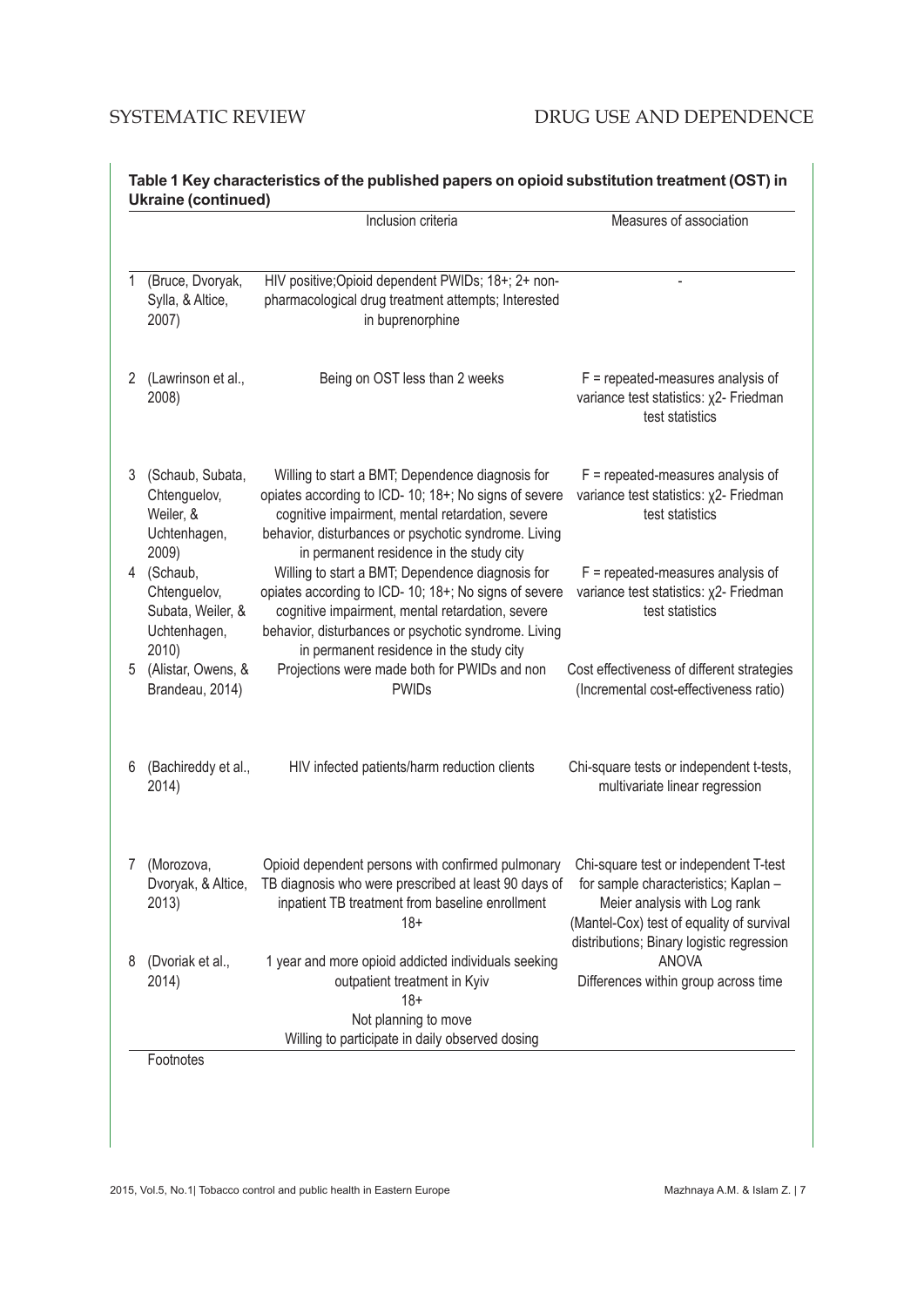**Table 1 Key characteristics of the published papers on opioid substitution treatment (OST) in Ukraine (continued)**

| | | Inclusion criteria | Measures of association |
|---|---|---|---|
| 1 | (Bruce, Dvoryak, Sylla, & Altice, 2007) | HIV positive;Opioid dependent PWIDs; 18+; 2+ non-pharmacological drug treatment attempts; Interested in buprenorphine | - |
| 2 | (Lawrinson et al., 2008) | Being on OST less than 2 weeks | F = repeated-measures analysis of variance test statistics: $\chi^2$- Friedman test statistics |
| 3 | (Schaub, Subata, Chtenguelov, Weiler, & Uchtenhagen, 2009) | Willing to start a BMT; Dependence diagnosis for opiates according to ICD- 10; 18+; No signs of severe cognitive impairment, mental retardation, severe behavior, disturbances or psychotic syndrome. Living in permanent residence in the study city | F = repeated-measures analysis of variance test statistics: $\chi^2$- Friedman test statistics |
| 4 | (Schaub, Chtenguelov, Subata, Weiler, & Uchtenhagen, 2010) | Willing to start a BMT; Dependence diagnosis for opiates according to ICD- 10; 18+; No signs of severe cognitive impairment, mental retardation, severe behavior, disturbances or psychotic syndrome. Living in permanent residence in the study city | F = repeated-measures analysis of variance test statistics: $\chi^2$- Friedman test statistics |
| 5 | (Alistar, Owens, & Brandeau, 2014) | Projections were made both for PWIDs and non PWIDs | Cost effectiveness of different strategies (Incremental cost-effectiveness ratio) |
| 6 | (Bachireddy et al., 2014) | HIV infected patients/harm reduction clients | Chi-square tests or independent t-tests, multivariate linear regression |
| 7 | (Morozova, Dvoryak, & Altice, 2013) | Opioid dependent persons with confirmed pulmonary TB diagnosis who were prescribed at least 90 days of inpatient TB treatment from baseline enrollment 18+ | Chi-square test or independent T-test for sample characteristics; Kaplan – Meier analysis with Log rank (Mantel-Cox) test of equality of survival distributions; Binary logistic regression |
| 8 | (Dvoriak et al., 2014) | 1 year and more opioid addicted individuals seeking outpatient treatment in Kyiv<br>18+<br>Not planning to move<br>Willing to participate in daily observed dosing | ANOVA<br>Differences within group across time |

Footnotes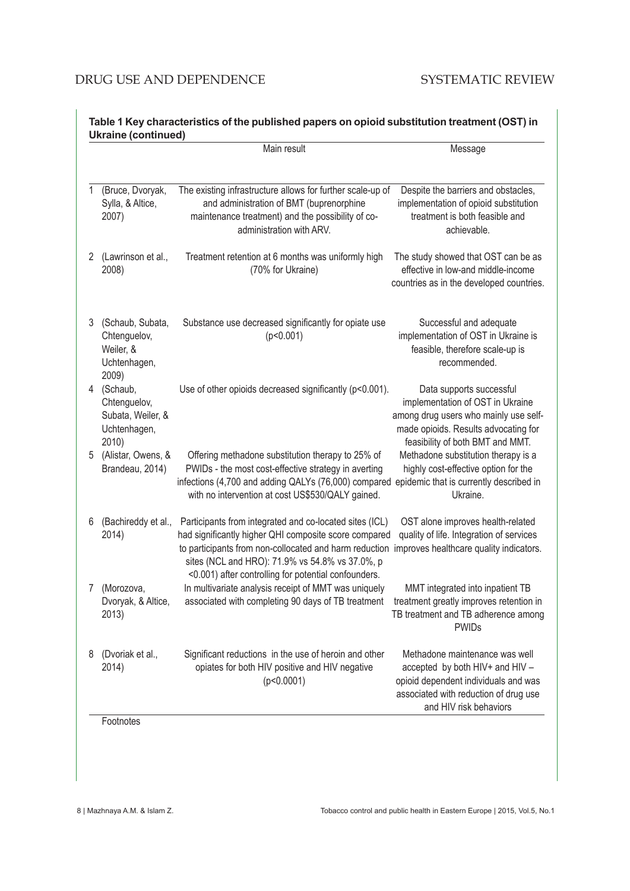**Table 1 Key characteristics of the published papers on opioid substitution treatment (OST) in Ukraine (continued)**

| | | Main result | Message |
|---|---|---|---|
| 1 | (Bruce, Dvoryak, Sylla, & Altice, 2007) | The existing infrastructure allows for further scale-up of and administration of BMT (buprenorphine maintenance treatment) and the possibility of co-administration with ARV. | Despite the barriers and obstacles, implementation of opioid substitution treatment is both feasible and achievable. |
| 2 | (Lawrinson et al., 2008) | Treatment retention at 6 months was uniformly high (70% for Ukraine) | The study showed that OST can be as effective in low-and middle-income countries as in the developed countries. |
| 3 | (Schaub, Subata, Chtenguelov, Weiler, & Uchtenhagen, 2009) | Substance use decreased significantly for opiate use ($p<0.001$) | Successful and adequate implementation of OST in Ukraine is feasible, therefore scale-up is recommended. |
| 4 | (Schaub, Chtenguelov, Subata, Weiler, & Uchtenhagen, 2010) | Use of other opioids decreased significantly ($p<0.001$). | Data supports successful implementation of OST in Ukraine among drug users who mainly use self-made opioids. Results advocating for feasibility of both BMT and MMT. |
| 5 | (Alistar, Owens, & Brandeau, 2014) | Offering methadone substitution therapy to 25% of PWIDs - the most cost-effective strategy in averting infections (4,700 and adding QALYs (76,000) compared with no intervention at cost US$530/QALY gained. | Methadone substitution therapy is a highly cost-effective option for the epidemic that is currently described in Ukraine. |
| 6 | (Bachireddy et al., 2014) | Participants from integrated and co-located sites (ICL) had significantly higher QHI composite score compared to participants from non-collocated and harm reduction sites (NCL and HRO): 71.9% vs 54.8% vs 37.0%, $p<0.001$) after controlling for potential confounders. | OST alone improves health-related quality of life. Integration of services improves healthcare quality indicators. |
| 7 | (Morozova, Dvoryak, & Altice, 2013) | In multivariate analysis receipt of MMT was uniquely associated with completing 90 days of TB treatment | MMT integrated into inpatient TB treatment greatly improves retention in TB treatment and TB adherence among PWIDs |
| 8 | (Dvoriak et al., 2014) | Significant reductions in the use of heroin and other opiates for both HIV positive and HIV negative ($p<0.0001$) | Methadone maintenance was well accepted by both HIV+ and HIV – opioid dependent individuals and was associated with reduction of drug use and HIV risk behaviors |

Footnotes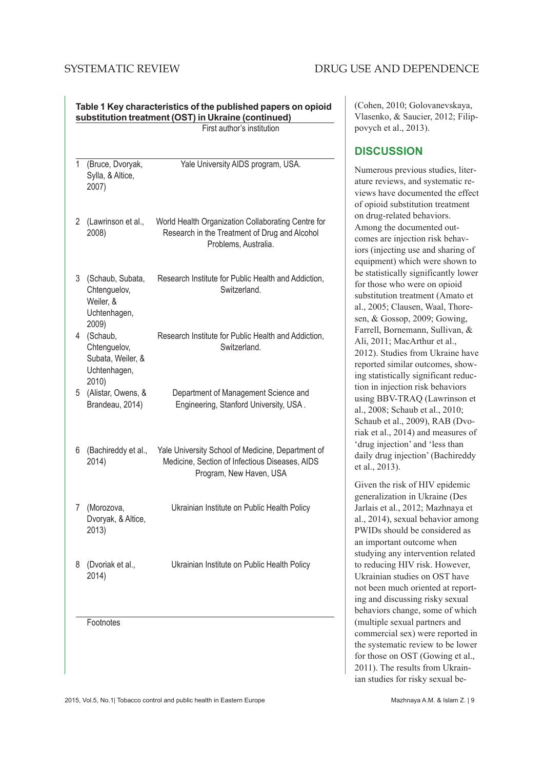**Table 1 Key characteristics of the published papers on opioid substitution treatment (OST) in Ukraine (continued)**

| | | First author's institution |
|---|---|---|
| 1 | (Bruce, Dvoryak, Sylla, & Altice, 2007) | Yale University AIDS program, USA. |
| 2 | (Lawrinson et al., 2008) | World Health Organization Collaborating Centre for Research in the Treatment of Drug and Alcohol Problems, Australia. |
| 3 | (Schaub, Subata, Chtenguelov, Weiler, & Uchtenhagen, 2009) | Research Institute for Public Health and Addiction, Switzerland. |
| 4 | (Schaub, Chtenguelov, Subata, Weiler, & Uchtenhagen, 2010) | Research Institute for Public Health and Addiction, Switzerland. |
| 5 | (Alistar, Owens, & Brandeau, 2014) | Department of Management Science and Engineering, Stanford University, USA . |
| 6 | (Bachireddy et al., 2014) | Yale University School of Medicine, Department of Medicine, Section of Infectious Diseases, AIDS Program, New Haven, USA |
| 7 | (Morozova, Dvoryak, & Altice, 2013) | Ukrainian Institute on Public Health Policy |
| 8 | (Dvoriak et al., 2014) | Ukrainian Institute on Public Health Policy |

Footnotes

(Cohen, 2010; Golovanevskaya, Vlasenko, & Saucier, 2012; Filippovych et al., 2013).

## DISCUSSION

Numerous previous studies, literature reviews, and systematic reviews have documented the effect of opioid substitution treatment on drug-related behaviors. Among the documented outcomes are injection risk behaviors (injecting use and sharing of equipment) which were shown to be statistically significantly lower for those who were on opioid substitution treatment (Amato et al., 2005; Clausen, Waal, Thoresen, & Gossop, 2009; Gowing, Farrell, Bornemann, Sullivan, & Ali, 2011; MacArthur et al., 2012). Studies from Ukraine have reported similar outcomes, showing statistically significant reduction in injection risk behaviors using BBV-TRAQ (Lawrinson et al., 2008; Schaub et al., 2010; Schaub et al., 2009), RAB (Dvoriak et al., 2014) and measures of 'drug injection' and 'less than daily drug injection' (Bachireddy et al., 2013).

Given the risk of HIV epidemic generalization in Ukraine (Des Jarlais et al., 2012; Mazhnaya et al., 2014), sexual behavior among PWIDs should be considered as an important outcome when studying any intervention related to reducing HIV risk. However, Ukrainian studies on OST have not been much oriented at reporting and discussing risky sexual behaviors change, some of which (multiple sexual partners and commercial sex) were reported in the systematic review to be lower for those on OST (Gowing et al., 2011). The results from Ukrainian studies for risky sexual be-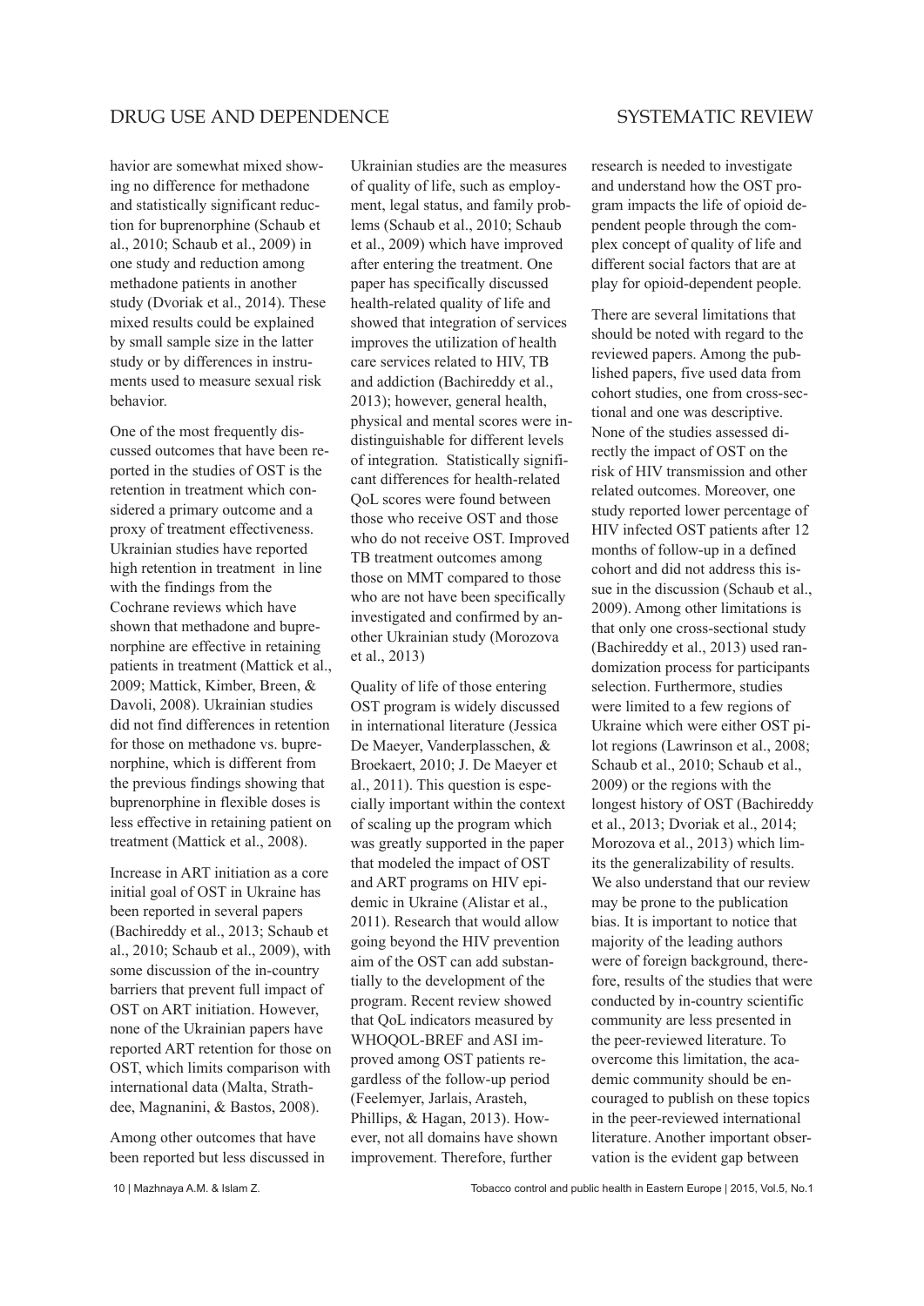havior are somewhat mixed showing no difference for methadone and statistically significant reduction for buprenorphine (Schaub et al., 2010; Schaub et al., 2009) in one study and reduction among methadone patients in another study (Dvoriak et al., 2014). These mixed results could be explained by small sample size in the latter study or by differences in instruments used to measure sexual risk behavior.

One of the most frequently discussed outcomes that have been reported in the studies of OST is the retention in treatment which considered a primary outcome and a proxy of treatment effectiveness. Ukrainian studies have reported high retention in treatment in line with the findings from the Cochrane reviews which have shown that methadone and buprenorphine are effective in retaining patients in treatment (Mattick et al., 2009; Mattick, Kimber, Breen, & Davoli, 2008). Ukrainian studies did not find differences in retention for those on methadone vs. buprenorphine, which is different from the previous findings showing that buprenorphine in flexible doses is less effective in retaining patient on treatment (Mattick et al., 2008).

Increase in ART initiation as a core initial goal of OST in Ukraine has been reported in several papers (Bachireddy et al., 2013; Schaub et al., 2010; Schaub et al., 2009), with some discussion of the in-country barriers that prevent full impact of OST on ART initiation. However, none of the Ukrainian papers have reported ART retention for those on OST, which limits comparison with international data (Malta, Strathdee, Magnanini, & Bastos, 2008).

Among other outcomes that have been reported but less discussed in Ukrainian studies are the measures of quality of life, such as employment, legal status, and family problems (Schaub et al., 2010; Schaub et al., 2009) which have improved after entering the treatment. One paper has specifically discussed health-related quality of life and showed that integration of services improves the utilization of health care services related to HIV, TB and addiction (Bachireddy et al., 2013); however, general health, physical and mental scores were indistinguishable for different levels of integration. Statistically significant differences for health-related QoL scores were found between those who receive OST and those who do not receive OST. Improved TB treatment outcomes among those on MMT compared to those who are not have been specifically investigated and confirmed by another Ukrainian study (Morozova et al., 2013)

Quality of life of those entering OST program is widely discussed in international literature (Jessica De Maeyer, Vanderplasschen, & Broekaert, 2010; J. De Maeyer et al., 2011). This question is especially important within the context of scaling up the program which was greatly supported in the paper that modeled the impact of OST and ART programs on HIV epidemic in Ukraine (Alistar et al., 2011). Research that would allow going beyond the HIV prevention aim of the OST can add substantially to the development of the program. Recent review showed that QoL indicators measured by WHOQOL-BREF and ASI improved among OST patients regardless of the follow-up period (Feelemyer, Jarlais, Arasteh, Phillips, & Hagan, 2013). However, not all domains have shown improvement. Therefore, further research is needed to investigate and understand how the OST program impacts the life of opioid dependent people through the complex concept of quality of life and different social factors that are at play for opioid-dependent people.

There are several limitations that should be noted with regard to the reviewed papers. Among the published papers, five used data from cohort studies, one from cross-sectional and one was descriptive. None of the studies assessed directly the impact of OST on the risk of HIV transmission and other related outcomes. Moreover, one study reported lower percentage of HIV infected OST patients after 12 months of follow-up in a defined cohort and did not address this issue in the discussion (Schaub et al., 2009). Among other limitations is that only one cross-sectional study (Bachireddy et al., 2013) used randomization process for participants selection. Furthermore, studies were limited to a few regions of Ukraine which were either OST pilot regions (Lawrinson et al., 2008; Schaub et al., 2010; Schaub et al., 2009) or the regions with the longest history of OST (Bachireddy et al., 2013; Dvoriak et al., 2014; Morozova et al., 2013) which limits the generalizability of results. We also understand that our review may be prone to the publication bias. It is important to notice that majority of the leading authors were of foreign background, therefore, results of the studies that were conducted by in-country scientific community are less presented in the peer-reviewed literature. To overcome this limitation, the academic community should be encouraged to publish on these topics in the peer-reviewed international literature. Another important observation is the evident gap between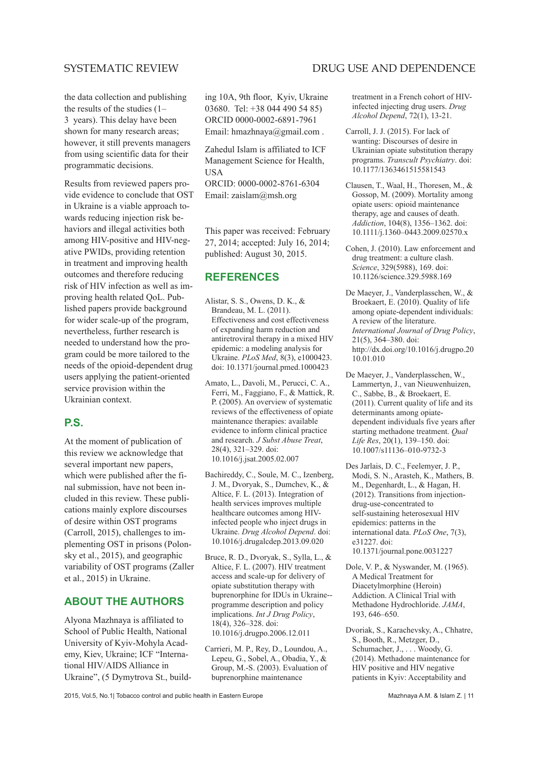the data collection and publishing the results of the studies (1–3 years). This delay have been shown for many research areas; however, it still prevents managers from using scientific data for their programmatic decisions.

Results from reviewed papers provide evidence to conclude that OST in Ukraine is a viable approach towards reducing injection risk behaviors and illegal activities both among HIV-positive and HIV-negative PWIDs, providing retention in treatment and improving health outcomes and therefore reducing risk of HIV infection as well as improving health related QoL. Published papers provide background for wider scale-up of the program, nevertheless, further research is needed to understand how the program could be more tailored to the needs of the opioid-dependent drug users applying the patient-oriented service provision within the Ukrainian context.

## P.S.

At the moment of publication of this review we acknowledge that several important new papers, which were published after the final submission, have not been included in this review. These publications mainly explore discourses of desire within OST programs (Carroll, 2015), challenges to implementing OST in prisons (Polonsky et al., 2015), and geographic variability of OST programs (Zaller et al., 2015) in Ukraine.

## ABOUT THE AUTHORS

Alyona Mazhnaya is affiliated to School of Public Health, National University of Kyiv-Mohyla Academy, Kiev, Ukraine; ICF "International HIV/AIDS Alliance in Ukraine", (5 Dymytrova St., building 10A, 9th floor, Kyiv, Ukraine 03680. Tel: +38 044 490 54 85)
ORCID 0000-0002-6891-7961
Email: hmazhnaya@gmail.com .

Zahedul Islam is affiliated to ICF Management Science for Health, USA
ORCID: 0000-0002-8761-6304
Email: zaislam@msh.org

This paper was received: February 27, 2014; accepted: July 16, 2014; published: August 30, 2015.

## REFERENCES

Alistar, S. S., Owens, D. K., & Brandeau, M. L. (2011). Effectiveness and cost effectiveness of expanding harm reduction and antiretroviral therapy in a mixed HIV epidemic: a modeling analysis for Ukraine. *PLoS Med*, 8(3), e1000423. doi: 10.1371/journal.pmed.1000423

Amato, L., Davoli, M., Perucci, C. A., Ferri, M., Faggiano, F., & Mattick, R. P. (2005). An overview of systematic reviews of the effectiveness of opiate maintenance therapies: available evidence to inform clinical practice and research. *J Subst Abuse Treat*, 28(4), 321–329. doi: 10.1016/j.jsat.2005.02.007

Bachireddy, C., Soule, M. C., Izenberg, J. M., Dvoryak, S., Dumchev, K., & Altice, F. L. (2013). Integration of health services improves multiple healthcare outcomes among HIV-infected people who inject drugs in Ukraine. *Drug Alcohol Depend*. doi: 10.1016/j.drugalcdep.2013.09.020

Bruce, R. D., Dvoryak, S., Sylla, L., & Altice, F. L. (2007). HIV treatment access and scale-up for delivery of opiate substitution therapy with buprenorphine for IDUs in Ukraine--programme description and policy implications. *Int J Drug Policy*, 18(4), 326–328. doi: 10.1016/j.drugpo.2006.12.011

Carrieri, M. P., Rey, D., Loundou, A., Lepeu, G., Sobel, A., Obadia, Y., & Group, M.-S. (2003). Evaluation of buprenorphine maintenance treatment in a French cohort of HIV-infected injecting drug users. *Drug Alcohol Depend*, 72(1), 13-21.

Carroll, J. J. (2015). For lack of wanting: Discourses of desire in Ukrainian opiate substitution therapy programs. *Transcult Psychiatry*. doi: 10.1177/1363461515581543

Clausen, T., Waal, H., Thoresen, M., & Gossop, M. (2009). Mortality among opiate users: opioid maintenance therapy, age and causes of death. *Addiction*, 104(8), 1356–1362. doi: 10.1111/j.1360–0443.2009.02570.x

Cohen, J. (2010). Law enforcement and drug treatment: a culture clash. *Science*, 329(5988), 169. doi: 10.1126/science.329.5988.169

De Maeyer, J., Vanderplasschen, W., & Broekaert, E. (2010). Quality of life among opiate-dependent individuals: A review of the literature. *International Journal of Drug Policy*, 21(5), 364–380. doi: http://dx.doi.org/10.1016/j.drugpo.2010.01.010

De Maeyer, J., Vanderplasschen, W., Lammertyn, J., van Nieuwenhuizen, C., Sabbe, B., & Broekaert, E. (2011). Current quality of life and its determinants among opiate-dependent individuals five years after starting methadone treatment. *Qual Life Res*, 20(1), 139–150. doi: 10.1007/s11136–010-9732-3

Des Jarlais, D. C., Feelemyer, J. P., Modi, S. N., Arasteh, K., Mathers, B. M., Degenhardt, L., & Hagan, H. (2012). Transitions from injection-drug-use-concentrated to self-sustaining heterosexual HIV epidemics: patterns in the international data. *PLoS One*, 7(3), e31227. doi: 10.1371/journal.pone.0031227

Dole, V. P., & Nyswander, M. (1965). A Medical Treatment for Diacetylmorphine (Heroin) Addiction. A Clinical Trial with Methadone Hydrochloride. *JAMA*, 193, 646–650.

Dvoriak, S., Karachevsky, A., Chhatre, S., Booth, R., Metzger, D., Schumacher, J., . . . Woody, G. (2014). Methadone maintenance for HIV positive and HIV negative patients in Kyiv: Acceptability and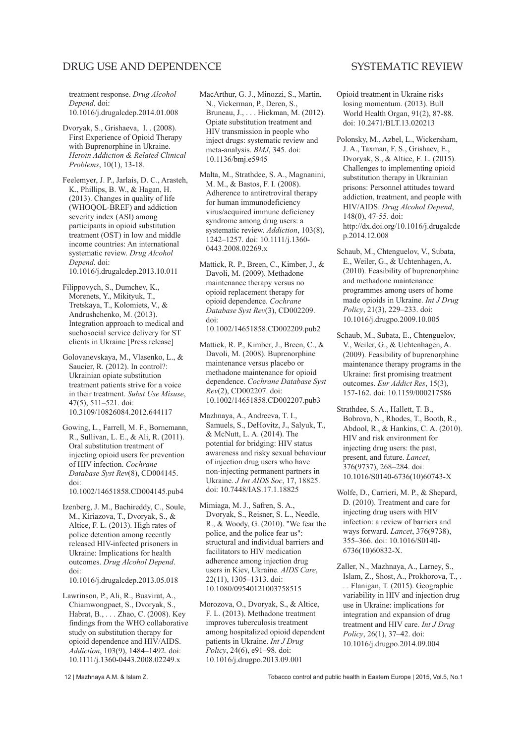treatment response. *Drug Alcohol Depend*. doi: 10.1016/j.drugalcdep.2014.01.008

Dvoryak, S., Grishaeva, I. . (2008). First Experience of Opioid Therapy with Buprenorphine in Ukraine. *Heroin Addiction & Related Clinical Problems*, 10(1), 13-18.

Feelemyer, J. P., Jarlais, D. C., Arasteh, K., Phillips, B. W., & Hagan, H. (2013). Changes in quality of life (WHOQOL-BREF) and addiction severity index (ASI) among participants in opioid substitution treatment (OST) in low and middle income countries: An international systematic review. *Drug Alcohol Depend*. doi: 10.1016/j.drugalcdep.2013.10.011

Filippovych, S., Dumchev, K., Morenets, Y., Mikityuk, T., Tretskaya, T., Kolomiets, V., & Andrushchenko, M. (2013). Integration approach to medical and suchosocial service delivery for ST clients in Ukraine [Press release]

Golovanevskaya, M., Vlasenko, L., & Saucier, R. (2012). In control?: Ukrainian opiate substitution treatment patients strive for a voice in their treatment. *Subst Use Misuse*, 47(5), 511–521. doi: 10.3109/10826084.2012.644117

Gowing, L., Farrell, M. F., Bornemann, R., Sullivan, L. E., & Ali, R. (2011). Oral substitution treatment of injecting opioid users for prevention of HIV infection. *Cochrane Database Syst Rev*(8), CD004145. doi: 10.1002/14651858.CD004145.pub4

Izenberg, J. M., Bachireddy, C., Soule, M., Kiriazova, T., Dvoryak, S., & Altice, F. L. (2013). High rates of police detention among recently released HIV-infected prisoners in Ukraine: Implications for health outcomes. *Drug Alcohol Depend*. doi: 10.1016/j.drugalcdep.2013.05.018

Lawrinson, P., Ali, R., Buavirat, A., Chiamwongpaet, S., Dvoryak, S., Habrat, B., . . . Zhao, C. (2008). Key findings from the WHO collaborative study on substitution therapy for opioid dependence and HIV/AIDS. *Addiction*, 103(9), 1484–1492. doi: 10.1111/j.1360-0443.2008.02249.x

MacArthur, G. J., Minozzi, S., Martin, N., Vickerman, P., Deren, S., Bruneau, J., . . . Hickman, M. (2012). Opiate substitution treatment and HIV transmission in people who inject drugs: systematic review and meta-analysis. *BMJ*, 345. doi: 10.1136/bmj.e5945

Malta, M., Strathdee, S. A., Magnanini, M. M., & Bastos, F. I. (2008). Adherence to antiretroviral therapy for human immunodeficiency virus/acquired immune deficiency syndrome among drug users: a systematic review. *Addiction*, 103(8), 1242–1257. doi: 10.1111/j.1360-0443.2008.02269.x

Mattick, R. P., Breen, C., Kimber, J., & Davoli, M. (2009). Methadone maintenance therapy versus no opioid replacement therapy for opioid dependence. *Cochrane Database Syst Rev*(3), CD002209. doi: 10.1002/14651858.CD002209.pub2

Mattick, R. P., Kimber, J., Breen, C., & Davoli, M. (2008). Buprenorphine maintenance versus placebo or methadone maintenance for opioid dependence. *Cochrane Database Syst Rev*(2), CD002207. doi: 10.1002/14651858.CD002207.pub3

Mazhnaya, A., Andreeva, T. I., Samuels, S., DeHovitz, J., Salyuk, T., & McNutt, L. A. (2014). The potential for bridging: HIV status awareness and risky sexual behaviour of injection drug users who have non-injecting permanent partners in Ukraine. *J Int AIDS Soc*, 17, 18825. doi: 10.7448/IAS.17.1.18825

Mimiaga, M. J., Safren, S. A., Dvoryak, S., Reisner, S. L., Needle, R., & Woody, G. (2010). "We fear the police, and the police fear us": structural and individual barriers and facilitators to HIV medication adherence among injection drug users in Kiev, Ukraine. *AIDS Care*, 22(11), 1305–1313. doi: 10.1080/09540121003758515

Morozova, O., Dvoryak, S., & Altice, F. L. (2013). Methadone treatment improves tuberculosis treatment among hospitalized opioid dependent patients in Ukraine. *Int J Drug Policy*, 24(6), e91–98. doi: 10.1016/j.drugpo.2013.09.001

Opioid treatment in Ukraine risks losing momentum. (2013). Bull World Health Organ, 91(2), 87-88. doi: 10.2471/BLT.13.020213

Polonsky, M., Azbel, L., Wickersham, J. A., Taxman, F. S., Grishaev, E., Dvoryak, S., & Altice, F. L. (2015). Challenges to implementing opioid substitution therapy in Ukrainian prisons: Personnel attitudes toward addiction, treatment, and people with HIV/AIDS. *Drug Alcohol Depend*, 148(0), 47-55. doi: http://dx.doi.org/10.1016/j.drugalcdep.2014.12.008

Schaub, M., Chtenguelov, V., Subata, E., Weiler, G., & Uchtenhagen, A. (2010). Feasibility of buprenorphine and methadone maintenance programmes among users of home made opioids in Ukraine. *Int J Drug Policy*, 21(3), 229–233. doi: 10.1016/j.drugpo.2009.10.005

Schaub, M., Subata, E., Chtenguelov, V., Weiler, G., & Uchtenhagen, A. (2009). Feasibility of buprenorphine maintenance therapy programs in the Ukraine: first promising treatment outcomes. *Eur Addict Res*, 15(3), 157-162. doi: 10.1159/000217586

Strathdee, S. A., Hallett, T. B., Bobrova, N., Rhodes, T., Booth, R., Abdool, R., & Hankins, C. A. (2010). HIV and risk environment for injecting drug users: the past, present, and future. *Lancet*, 376(9737), 268–284. doi: 10.1016/S0140-6736(10)60743-X

Wolfe, D., Carrieri, M. P., & Shepard, D. (2010). Treatment and care for injecting drug users with HIV infection: a review of barriers and ways forward. *Lancet*, 376(9738), 355–366. doi: 10.1016/S0140-6736(10)60832-X.

Zaller, N., Mazhnaya, A., Larney, S., Islam, Z., Shost, A., Prokhorova, T., . . . Flanigan, T. (2015). Geographic variability in HIV and injection drug use in Ukraine: implications for integration and expansion of drug treatment and HIV care. *Int J Drug Policy*, 26(1), 37–42. doi: 10.1016/j.drugpo.2014.09.004